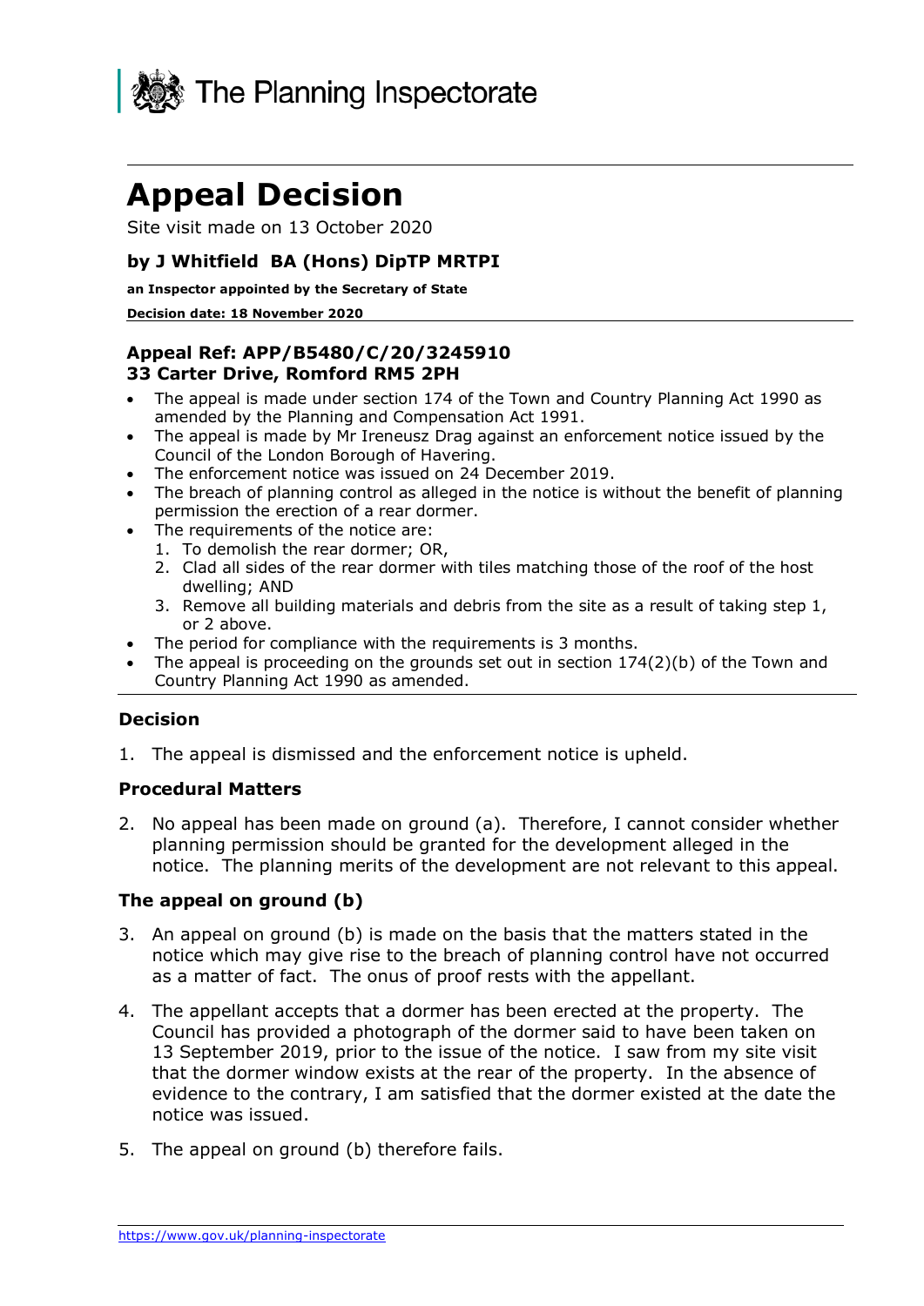The Planning Inspectorate

# Appeal Decision

Site visit made on 13 October 2020

**by J Whitfield BA (Hons) DipTP MRTPI**

**an Inspector appointed by the Secretary of State**

**Decision date: 18 November 2020**

**Appeal Ref: APP/B5480/C/20/3245910**
**33 Carter Drive, Romford RM5 2PH**

- The appeal is made under section 174 of the Town and Country Planning Act 1990 as amended by the Planning and Compensation Act 1991.
- The appeal is made by Mr Ireneusz Drag against an enforcement notice issued by the Council of the London Borough of Havering.
- The enforcement notice was issued on 24 December 2019.
- The breach of planning control as alleged in the notice is without the benefit of planning permission the erection of a rear dormer.
- The requirements of the notice are:
  1. To demolish the rear dormer; OR,
  2. Clad all sides of the rear dormer with tiles matching those of the roof of the host dwelling; AND
  3. Remove all building materials and debris from the site as a result of taking step 1, or 2 above.
- The period for compliance with the requirements is 3 months.
- The appeal is proceeding on the grounds set out in section 174(2)(b) of the Town and Country Planning Act 1990 as amended.

### Decision

1. The appeal is dismissed and the enforcement notice is upheld.

### Procedural Matters

2. No appeal has been made on ground (a). Therefore, I cannot consider whether planning permission should be granted for the development alleged in the notice. The planning merits of the development are not relevant to this appeal.

### The appeal on ground (b)

3. An appeal on ground (b) is made on the basis that the matters stated in the notice which may give rise to the breach of planning control have not occurred as a matter of fact. The onus of proof rests with the appellant.

4. The appellant accepts that a dormer has been erected at the property. The Council has provided a photograph of the dormer said to have been taken on 13 September 2019, prior to the issue of the notice. I saw from my site visit that the dormer window exists at the rear of the property. In the absence of evidence to the contrary, I am satisfied that the dormer existed at the date the notice was issued.

5. The appeal on ground (b) therefore fails.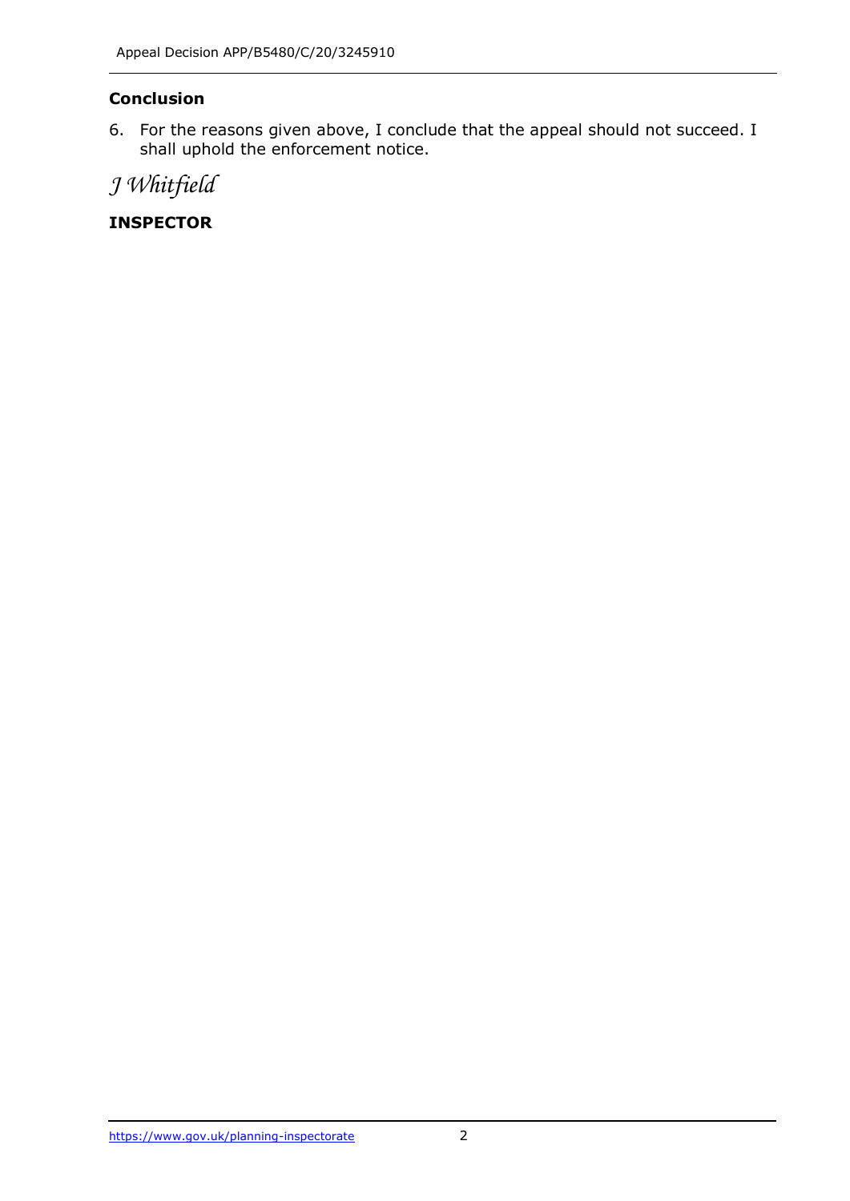## Conclusion

6. For the reasons given above, I conclude that the appeal should not succeed. I shall uphold the enforcement notice.

*J Whitfield*

**INSPECTOR**